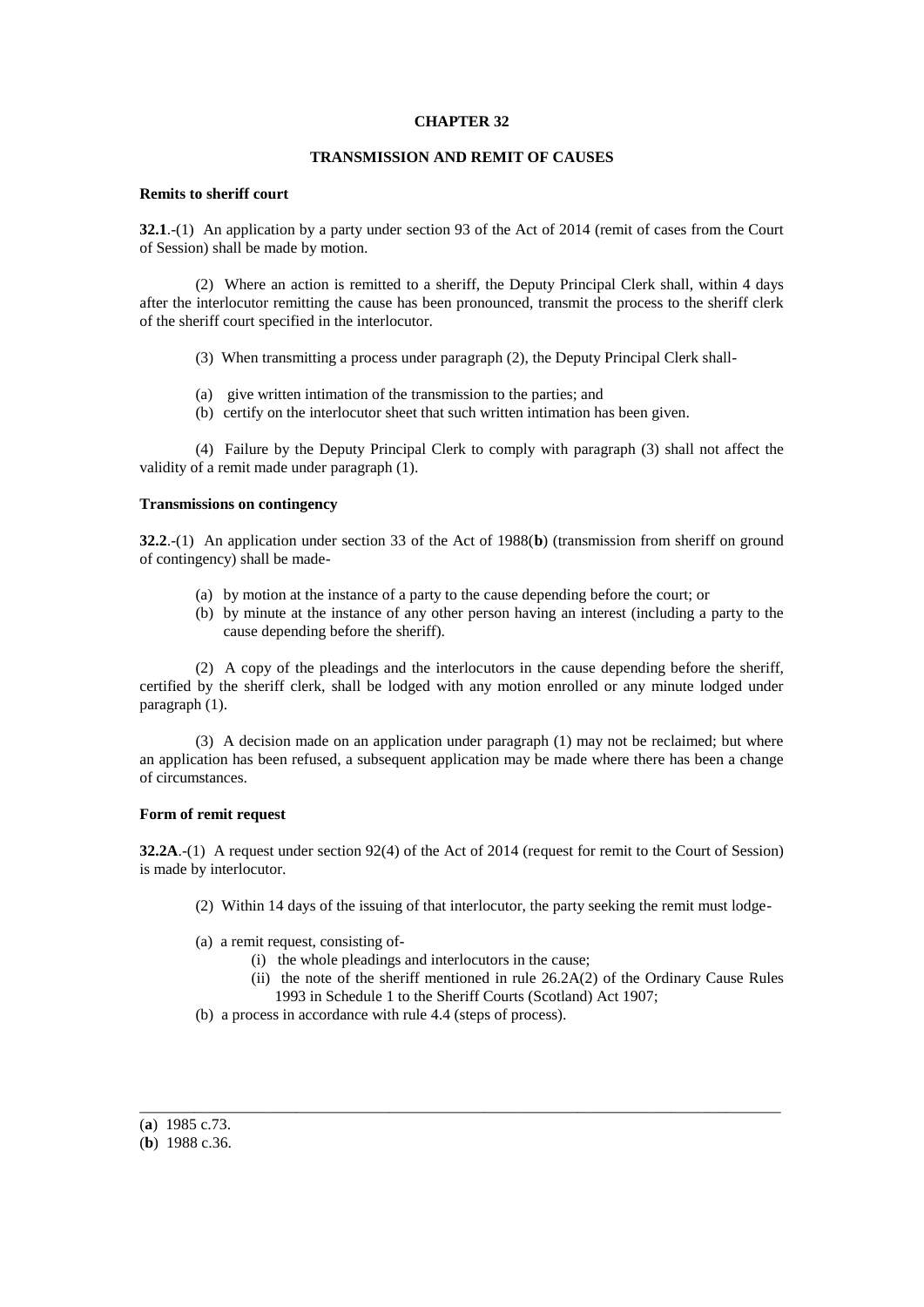# CHAPTER 32

## TRANSMISSION AND REMIT OF CAUSES

### Remits to sheriff court

**32.1**.-(1) An application by a party under section 93 of the Act of 2014 (remit of cases from the Court of Session) shall be made by motion.

(2) Where an action is remitted to a sheriff, the Deputy Principal Clerk shall, within 4 days after the interlocutor remitting the cause has been pronounced, transmit the process to the sheriff clerk of the sheriff court specified in the interlocutor.

(3) When transmitting a process under paragraph (2), the Deputy Principal Clerk shall-

(a) give written intimation of the transmission to the parties; and
(b) certify on the interlocutor sheet that such written intimation has been given.

(4) Failure by the Deputy Principal Clerk to comply with paragraph (3) shall not affect the validity of a remit made under paragraph (1).

### Transmissions on contingency

**32.2**.-(1) An application under section 33 of the Act of 1988(**b**) (transmission from sheriff on ground of contingency) shall be made-

(a) by motion at the instance of a party to the cause depending before the court; or
(b) by minute at the instance of any other person having an interest (including a party to the cause depending before the sheriff).

(2) A copy of the pleadings and the interlocutors in the cause depending before the sheriff, certified by the sheriff clerk, shall be lodged with any motion enrolled or any minute lodged under paragraph (1).

(3) A decision made on an application under paragraph (1) may not be reclaimed; but where an application has been refused, a subsequent application may be made where there has been a change of circumstances.

### Form of remit request

**32.2A**.-(1) A request under section 92(4) of the Act of 2014 (request for remit to the Court of Session) is made by interlocutor.

(2) Within 14 days of the issuing of that interlocutor, the party seeking the remit must lodge-

(a) a remit request, consisting of-
    (i) the whole pleadings and interlocutors in the cause;
    (ii) the note of the sheriff mentioned in rule 26.2A(2) of the Ordinary Cause Rules 1993 in Schedule 1 to the Sheriff Courts (Scotland) Act 1907;
(b) a process in accordance with rule 4.4 (steps of process).

---

(**a**) 1985 c.73.
(**b**) 1988 c.36.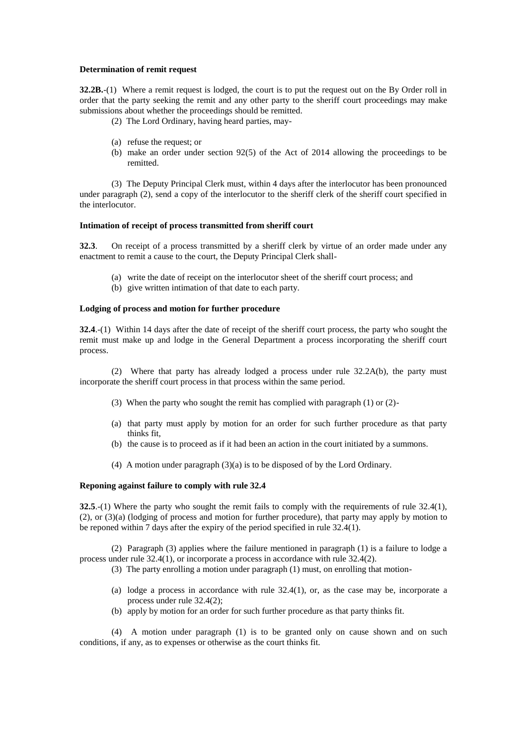**Determination of remit request**

**32.2B.**-(1) Where a remit request is lodged, the court is to put the request out on the By Order roll in order that the party seeking the remit and any other party to the sheriff court proceedings may make submissions about whether the proceedings should be remitted.

(2) The Lord Ordinary, having heard parties, may-

(a) refuse the request; or
(b) make an order under section 92(5) of the Act of 2014 allowing the proceedings to be remitted.

(3) The Deputy Principal Clerk must, within 4 days after the interlocutor has been pronounced under paragraph (2), send a copy of the interlocutor to the sheriff clerk of the sheriff court specified in the interlocutor.

**Intimation of receipt of process transmitted from sheriff court**

**32.3**. On receipt of a process transmitted by a sheriff clerk by virtue of an order made under any enactment to remit a cause to the court, the Deputy Principal Clerk shall-

(a) write the date of receipt on the interlocutor sheet of the sheriff court process; and
(b) give written intimation of that date to each party.

**Lodging of process and motion for further procedure**

**32.4**.-(1) Within 14 days after the date of receipt of the sheriff court process, the party who sought the remit must make up and lodge in the General Department a process incorporating the sheriff court process.

(2) Where that party has already lodged a process under rule 32.2A(b), the party must incorporate the sheriff court process in that process within the same period.

(3) When the party who sought the remit has complied with paragraph (1) or (2)-

(a) that party must apply by motion for an order for such further procedure as that party thinks fit,
(b) the cause is to proceed as if it had been an action in the court initiated by a summons.

(4) A motion under paragraph (3)(a) is to be disposed of by the Lord Ordinary.

**Reponing against failure to comply with rule 32.4**

**32.5**.-(1) Where the party who sought the remit fails to comply with the requirements of rule 32.4(1), (2), or (3)(a) (lodging of process and motion for further procedure), that party may apply by motion to be reponed within 7 days after the expiry of the period specified in rule 32.4(1).

(2) Paragraph (3) applies where the failure mentioned in paragraph (1) is a failure to lodge a process under rule 32.4(1), or incorporate a process in accordance with rule 32.4(2).

(3) The party enrolling a motion under paragraph (1) must, on enrolling that motion-

(a) lodge a process in accordance with rule 32.4(1), or, as the case may be, incorporate a process under rule 32.4(2);
(b) apply by motion for an order for such further procedure as that party thinks fit.

(4) A motion under paragraph (1) is to be granted only on cause shown and on such conditions, if any, as to expenses or otherwise as the court thinks fit.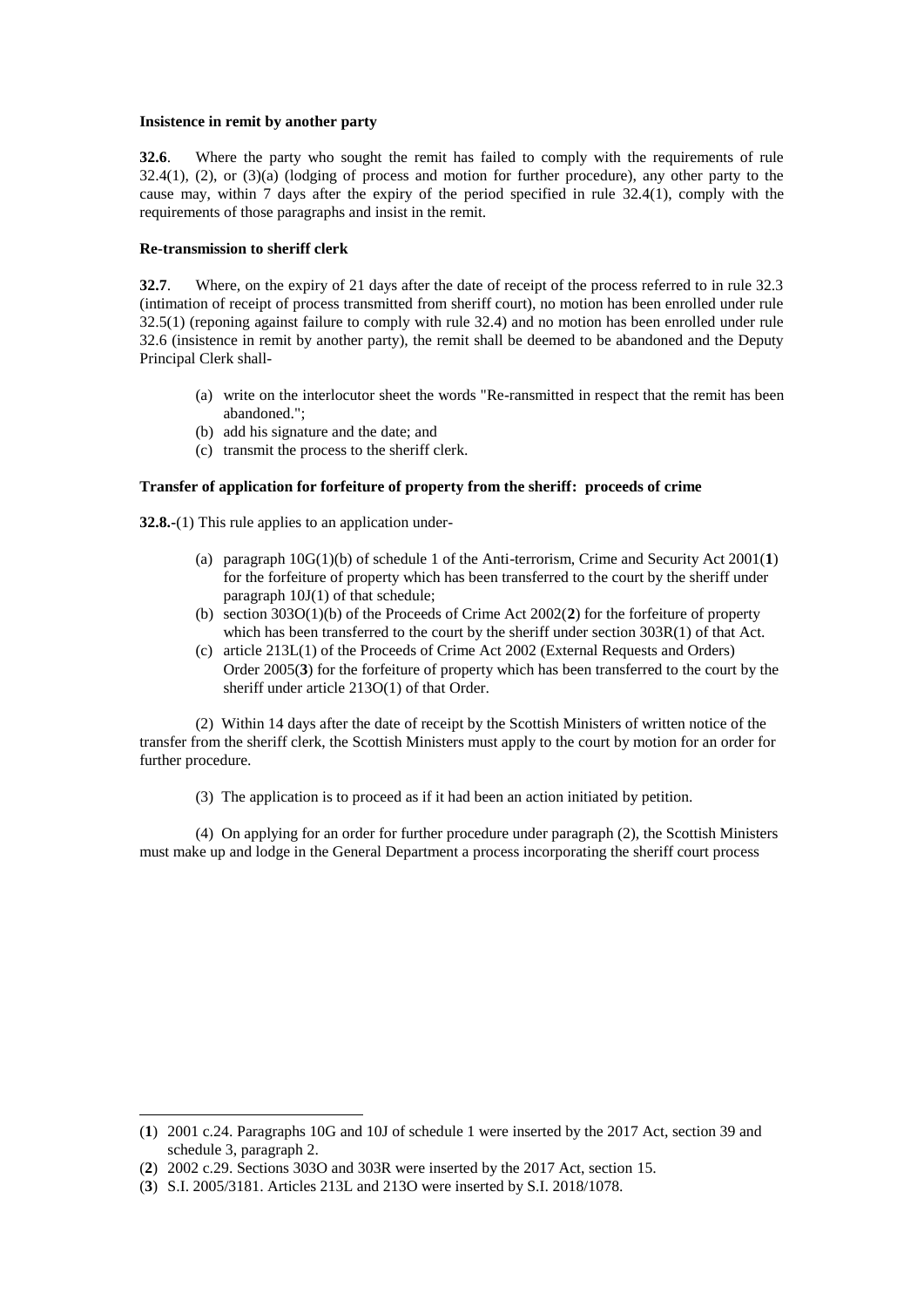**Insistence in remit by another party**

**32.6**. Where the party who sought the remit has failed to comply with the requirements of rule 32.4(1), (2), or (3)(a) (lodging of process and motion for further procedure), any other party to the cause may, within 7 days after the expiry of the period specified in rule 32.4(1), comply with the requirements of those paragraphs and insist in the remit.

**Re-transmission to sheriff clerk**

**32.7**. Where, on the expiry of 21 days after the date of receipt of the process referred to in rule 32.3 (intimation of receipt of process transmitted from sheriff court), no motion has been enrolled under rule 32.5(1) (reponing against failure to comply with rule 32.4) and no motion has been enrolled under rule 32.6 (insistence in remit by another party), the remit shall be deemed to be abandoned and the Deputy Principal Clerk shall-

(a) write on the interlocutor sheet the words "Re-ransmitted in respect that the remit has been abandoned.";
(b) add his signature and the date; and
(c) transmit the process to the sheriff clerk.

**Transfer of application for forfeiture of property from the sheriff: proceeds of crime**

**32.8.**-(1) This rule applies to an application under-

(a) paragraph 10G(1)(b) of schedule 1 of the Anti-terrorism, Crime and Security Act 2001(**1**) for the forfeiture of property which has been transferred to the court by the sheriff under paragraph 10J(1) of that schedule;
(b) section 303O(1)(b) of the Proceeds of Crime Act 2002(**2**) for the forfeiture of property which has been transferred to the court by the sheriff under section 303R(1) of that Act.
(c) article 213L(1) of the Proceeds of Crime Act 2002 (External Requests and Orders) Order 2005(**3**) for the forfeiture of property which has been transferred to the court by the sheriff under article 213O(1) of that Order.

(2) Within 14 days after the date of receipt by the Scottish Ministers of written notice of the transfer from the sheriff clerk, the Scottish Ministers must apply to the court by motion for an order for further procedure.

(3) The application is to proceed as if it had been an action initiated by petition.

(4) On applying for an order for further procedure under paragraph (2), the Scottish Ministers must make up and lodge in the General Department a process incorporating the sheriff court process

---

(**1**) 2001 c.24. Paragraphs 10G and 10J of schedule 1 were inserted by the 2017 Act, section 39 and schedule 3, paragraph 2.

(**2**) 2002 c.29. Sections 303O and 303R were inserted by the 2017 Act, section 15.

(**3**) S.I. 2005/3181. Articles 213L and 213O were inserted by S.I. 2018/1078.